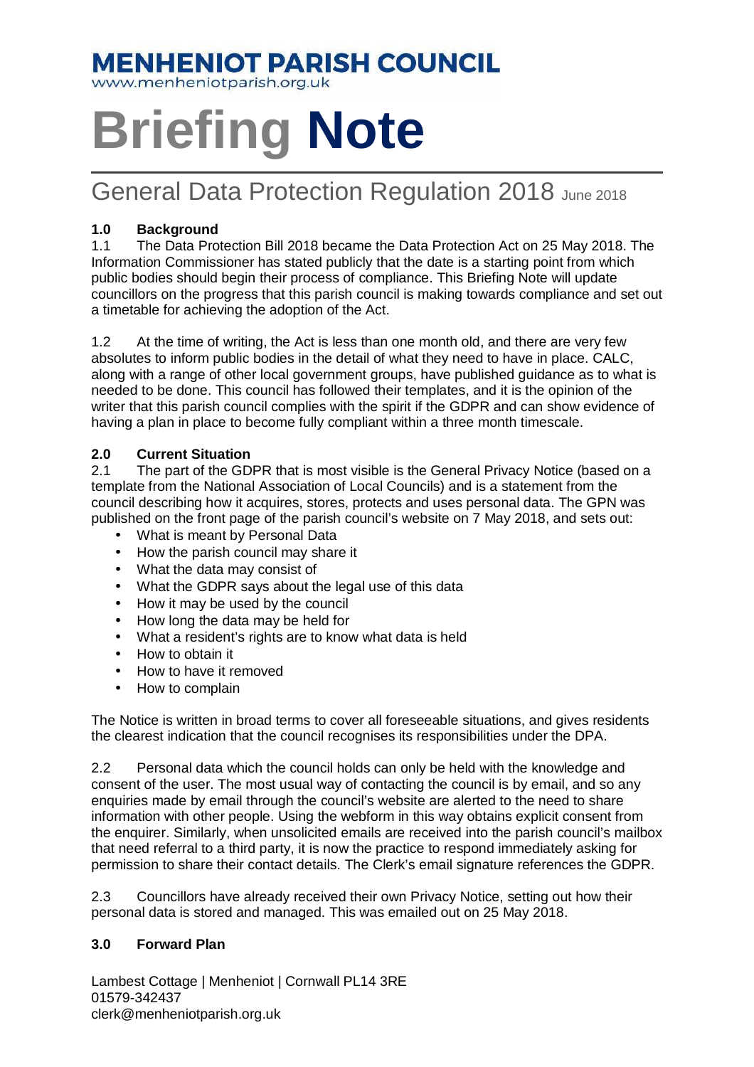# MENHENIOT PARISH COUNCIL

www.menheniotparish.org.uk

# Briefing Note

## General Data Protection Regulation 2018 June 2018

### 1.0 Background

1.1 The Data Protection Bill 2018 became the Data Protection Act on 25 May 2018. The Information Commissioner has stated publicly that the date is a starting point from which public bodies should begin their process of compliance. This Briefing Note will update councillors on the progress that this parish council is making towards compliance and set out a timetable for achieving the adoption of the Act.

1.2 At the time of writing, the Act is less than one month old, and there are very few absolutes to inform public bodies in the detail of what they need to have in place. CALC, along with a range of other local government groups, have published guidance as to what is needed to be done. This council has followed their templates, and it is the opinion of the writer that this parish council complies with the spirit if the GDPR and can show evidence of having a plan in place to become fully compliant within a three month timescale.

### 2.0 Current Situation

2.1 The part of the GDPR that is most visible is the General Privacy Notice (based on a template from the National Association of Local Councils) and is a statement from the council describing how it acquires, stores, protects and uses personal data. The GPN was published on the front page of the parish council's website on 7 May 2018, and sets out:

- What is meant by Personal Data
- How the parish council may share it
- What the data may consist of
- What the GDPR says about the legal use of this data
- How it may be used by the council
- How long the data may be held for
- What a resident's rights are to know what data is held
- How to obtain it
- How to have it removed
- How to complain

The Notice is written in broad terms to cover all foreseeable situations, and gives residents the clearest indication that the council recognises its responsibilities under the DPA.

2.2 Personal data which the council holds can only be held with the knowledge and consent of the user. The most usual way of contacting the council is by email, and so any enquiries made by email through the council's website are alerted to the need to share information with other people. Using the webform in this way obtains explicit consent from the enquirer. Similarly, when unsolicited emails are received into the parish council's mailbox that need referral to a third party, it is now the practice to respond immediately asking for permission to share their contact details. The Clerk's email signature references the GDPR.

2.3 Councillors have already received their own Privacy Notice, setting out how their personal data is stored and managed. This was emailed out on 25 May 2018.

### 3.0 Forward Plan

Lambest Cottage | Menheniot | Cornwall PL14 3RE
01579-342437
clerk@menheniotparish.org.uk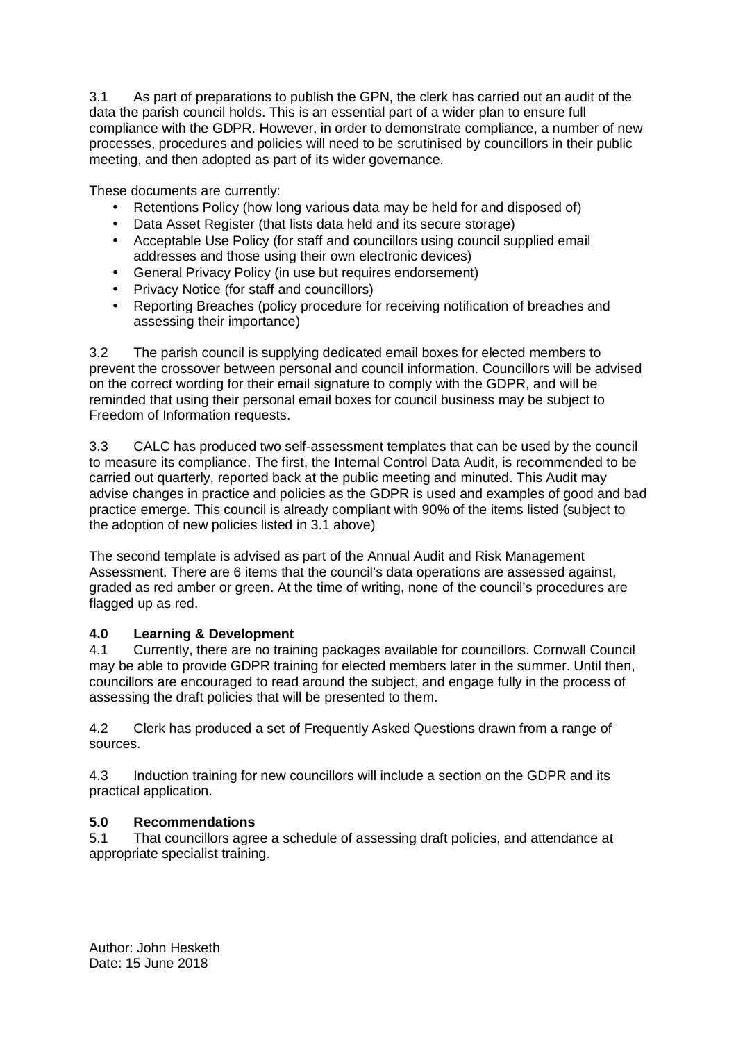3.1 As part of preparations to publish the GPN, the clerk has carried out an audit of the data the parish council holds. This is an essential part of a wider plan to ensure full compliance with the GDPR. However, in order to demonstrate compliance, a number of new processes, procedures and policies will need to be scrutinised by councillors in their public meeting, and then adopted as part of its wider governance.

These documents are currently:

- Retentions Policy (how long various data may be held for and disposed of)
- Data Asset Register (that lists data held and its secure storage)
- Acceptable Use Policy (for staff and councillors using council supplied email addresses and those using their own electronic devices)
- General Privacy Policy (in use but requires endorsement)
- Privacy Notice (for staff and councillors)
- Reporting Breaches (policy procedure for receiving notification of breaches and assessing their importance)

3.2 The parish council is supplying dedicated email boxes for elected members to prevent the crossover between personal and council information. Councillors will be advised on the correct wording for their email signature to comply with the GDPR, and will be reminded that using their personal email boxes for council business may be subject to Freedom of Information requests.

3.3 CALC has produced two self-assessment templates that can be used by the council to measure its compliance. The first, the Internal Control Data Audit, is recommended to be carried out quarterly, reported back at the public meeting and minuted. This Audit may advise changes in practice and policies as the GDPR is used and examples of good and bad practice emerge. This council is already compliant with 90% of the items listed (subject to the adoption of new policies listed in 3.1 above)

The second template is advised as part of the Annual Audit and Risk Management Assessment. There are 6 items that the council's data operations are assessed against, graded as red amber or green. At the time of writing, none of the council's procedures are flagged up as red.

## 4.0 Learning & Development

4.1 Currently, there are no training packages available for councillors. Cornwall Council may be able to provide GDPR training for elected members later in the summer. Until then, councillors are encouraged to read around the subject, and engage fully in the process of assessing the draft policies that will be presented to them.

4.2 Clerk has produced a set of Frequently Asked Questions drawn from a range of sources.

4.3 Induction training for new councillors will include a section on the GDPR and its practical application.

## 5.0 Recommendations

5.1 That councillors agree a schedule of assessing draft policies, and attendance at appropriate specialist training.

Author: John Hesketh
Date: 15 June 2018